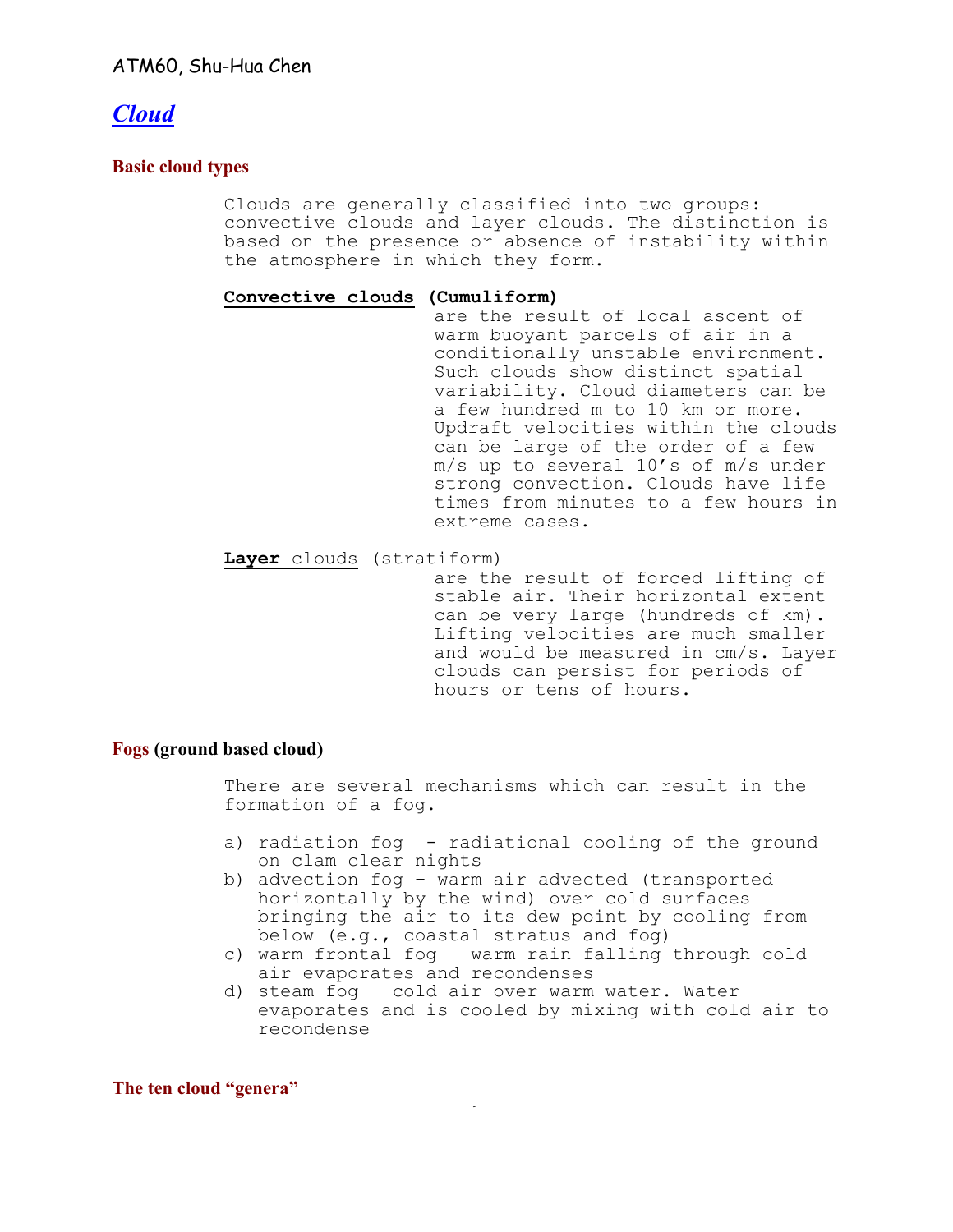ATM60, Shu-Hua Chen

# *Cloud*

## Basic cloud types

Clouds are generally classified into two groups: convective clouds and layer clouds. The distinction is based on the presence or absence of instability within the atmosphere in which they form.

**Convective clouds (Cumuliform)**
are the result of local ascent of warm buoyant parcels of air in a conditionally unstable environment. Such clouds show distinct spatial variability. Cloud diameters can be a few hundred m to 10 km or more. Updraft velocities within the clouds can be large of the order of a few m/s up to several 10's of m/s under strong convection. Clouds have life times from minutes to a few hours in extreme cases.

**Layer** clouds (stratiform)
are the result of forced lifting of stable air. Their horizontal extent can be very large (hundreds of km). Lifting velocities are much smaller and would be measured in cm/s. Layer clouds can persist for periods of hours or tens of hours.

## Fogs (ground based cloud)

There are several mechanisms which can result in the formation of a fog.

a) radiation fog - radiational cooling of the ground on clam clear nights
b) advection fog – warm air advected (transported horizontally by the wind) over cold surfaces bringing the air to its dew point by cooling from below (e.g., coastal stratus and fog)
c) warm frontal fog – warm rain falling through cold air evaporates and recondenses
d) steam fog – cold air over warm water. Water evaporates and is cooled by mixing with cold air to recondense

## The ten cloud "genera"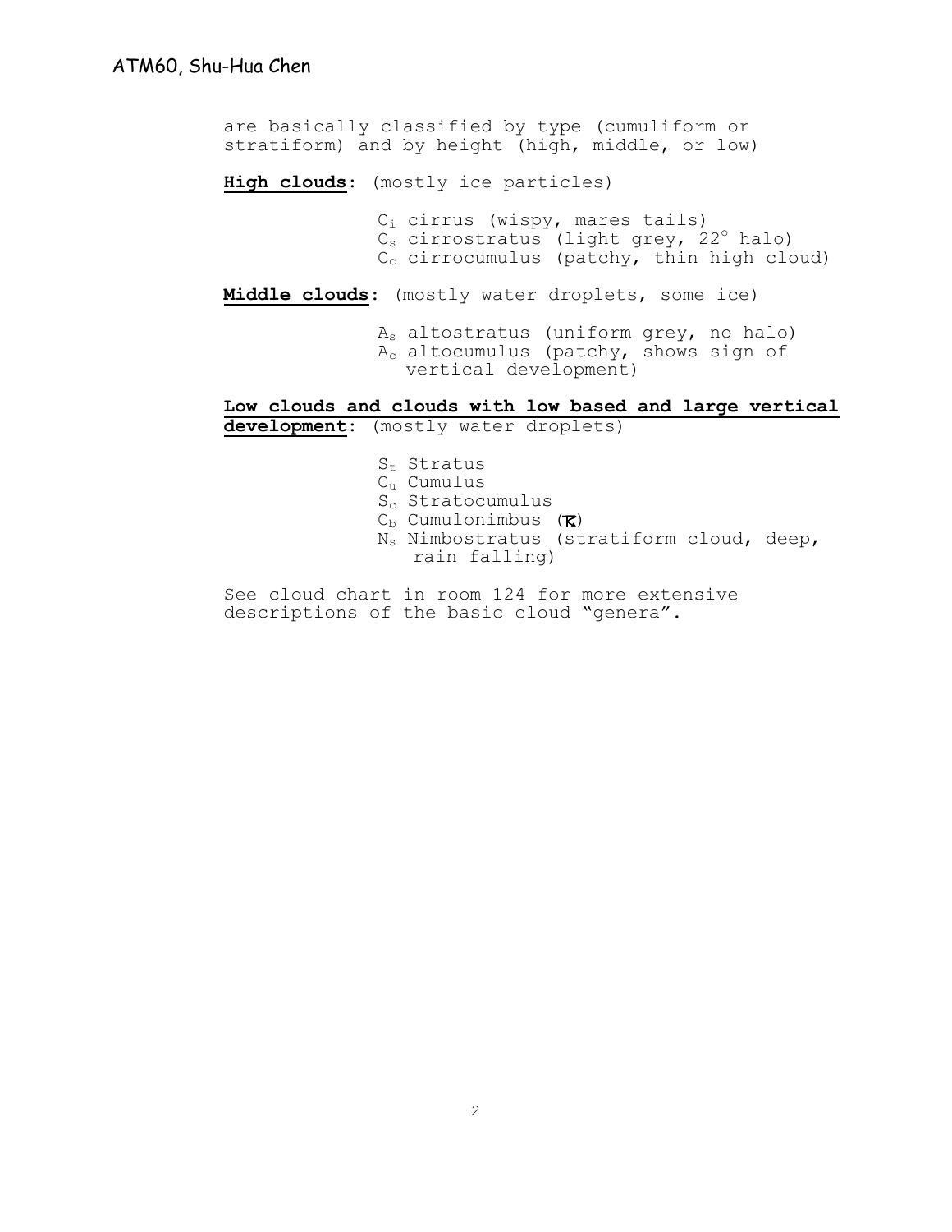are basically classified by type (cumuliform or stratiform) and by height (high, middle, or low)

**High clouds**: (mostly ice particles)

- $C_i$ cirrus (wispy, mares tails)
- $C_s$ cirrostratus (light grey, $22^\circ$ halo)
- $C_c$ cirrocumulus (patchy, thin high cloud)

**Middle clouds**: (mostly water droplets, some ice)

- $A_s$ altostratus (uniform grey, no halo)
- $A_c$ altocumulus (patchy, shows sign of vertical development)

**Low clouds and clouds with low based and large vertical development**: (mostly water droplets)

- $S_t$ Stratus
- $C_u$ Cumulus
- $S_c$ Stratocumulus
- $C_b$ Cumulonimbus (⛈)
- $N_s$ Nimbostratus (stratiform cloud, deep, rain falling)

See cloud chart in room 124 for more extensive descriptions of the basic cloud "genera".